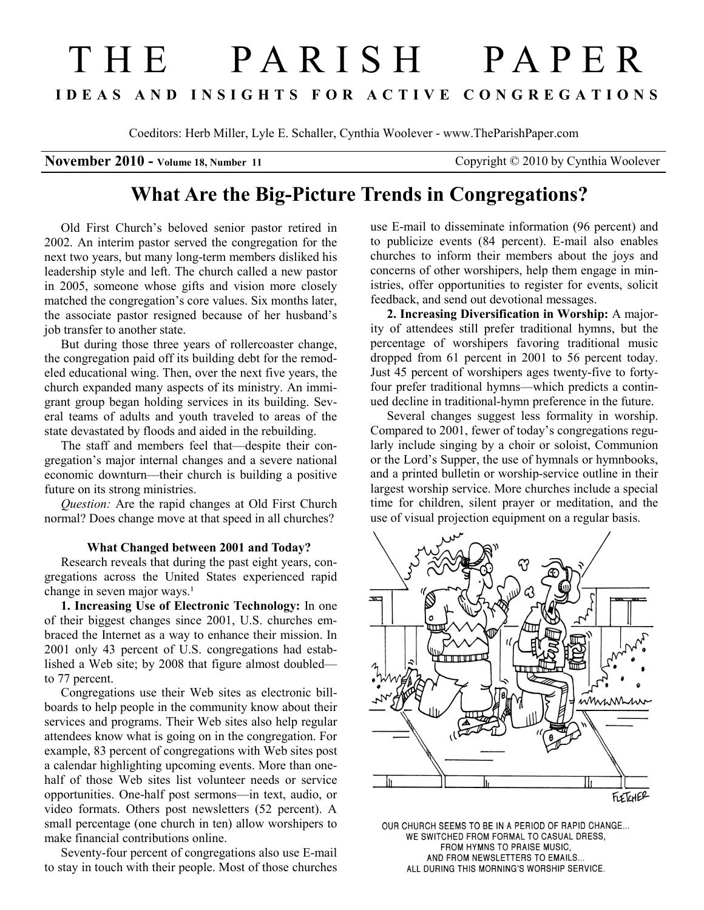# THE PARISH PAPER

**IDEAS AND INSIGHTS FOR ACTIVE CONGREGATIONS**

Coeditors: Herb Miller, Lyle E. Schaller, Cynthia Woolever - www.TheParishPaper.com

**November 2010 - Volume 18, Number 11** Copyright © 2010 by Cynthia Woolever

## What Are the Big-Picture Trends in Congregations?

Old First Church's beloved senior pastor retired in 2002. An interim pastor served the congregation for the next two years, but many long-term members disliked his leadership style and left. The church called a new pastor in 2005, someone whose gifts and vision more closely matched the congregation's core values. Six months later, the associate pastor resigned because of her husband's job transfer to another state.

But during those three years of rollercoaster change, the congregation paid off its building debt for the remodeled educational wing. Then, over the next five years, the church expanded many aspects of its ministry. An immigrant group began holding services in its building. Several teams of adults and youth traveled to areas of the state devastated by floods and aided in the rebuilding.

The staff and members feel that—despite their congregation's major internal changes and a severe national economic downturn—their church is building a positive future on its strong ministries.

*Question:* Are the rapid changes at Old First Church normal? Does change move at that speed in all churches?

### What Changed between 2001 and Today?

Research reveals that during the past eight years, congregations across the United States experienced rapid change in seven major ways.[1]

**1. Increasing Use of Electronic Technology:** In one of their biggest changes since 2001, U.S. churches embraced the Internet as a way to enhance their mission. In 2001 only 43 percent of U.S. congregations had established a Web site; by 2008 that figure almost doubled—to 77 percent.

Congregations use their Web sites as electronic billboards to help people in the community know about their services and programs. Their Web sites also help regular attendees know what is going on in the congregation. For example, 83 percent of congregations with Web sites post a calendar highlighting upcoming events. More than one-half of those Web sites list volunteer needs or service opportunities. One-half post sermons—in text, audio, or video formats. Others post newsletters (52 percent). A small percentage (one church in ten) allow worshipers to make financial contributions online.

Seventy-four percent of congregations also use E-mail to stay in touch with their people. Most of those churches use E-mail to disseminate information (96 percent) and to publicize events (84 percent). E-mail also enables churches to inform their members about the joys and concerns of other worshipers, help them engage in ministries, offer opportunities to register for events, solicit feedback, and send out devotional messages.

**2. Increasing Diversification in Worship:** A majority of attendees still prefer traditional hymns, but the percentage of worshipers favoring traditional music dropped from 61 percent in 2001 to 56 percent today. Just 45 percent of worshipers ages twenty-five to forty-four prefer traditional hymns—which predicts a continued decline in traditional-hymn preference in the future.

Several changes suggest less formality in worship. Compared to 2001, fewer of today's congregations regularly include singing by a choir or soloist, Communion or the Lord's Supper, the use of hymnals or hymnbooks, and a printed bulletin or worship-service outline in their largest worship service. More churches include a special time for children, silent prayer or meditation, and the use of visual projection equipment on a regular basis.

OUR CHURCH SEEMS TO BE IN A PERIOD OF RAPID CHANGE... WE SWITCHED FROM FORMAL TO CASUAL DRESS, FROM HYMNS TO PRAISE MUSIC, AND FROM NEWSLETTERS TO EMAILS... ALL DURING THIS MORNING'S WORSHIP SERVICE.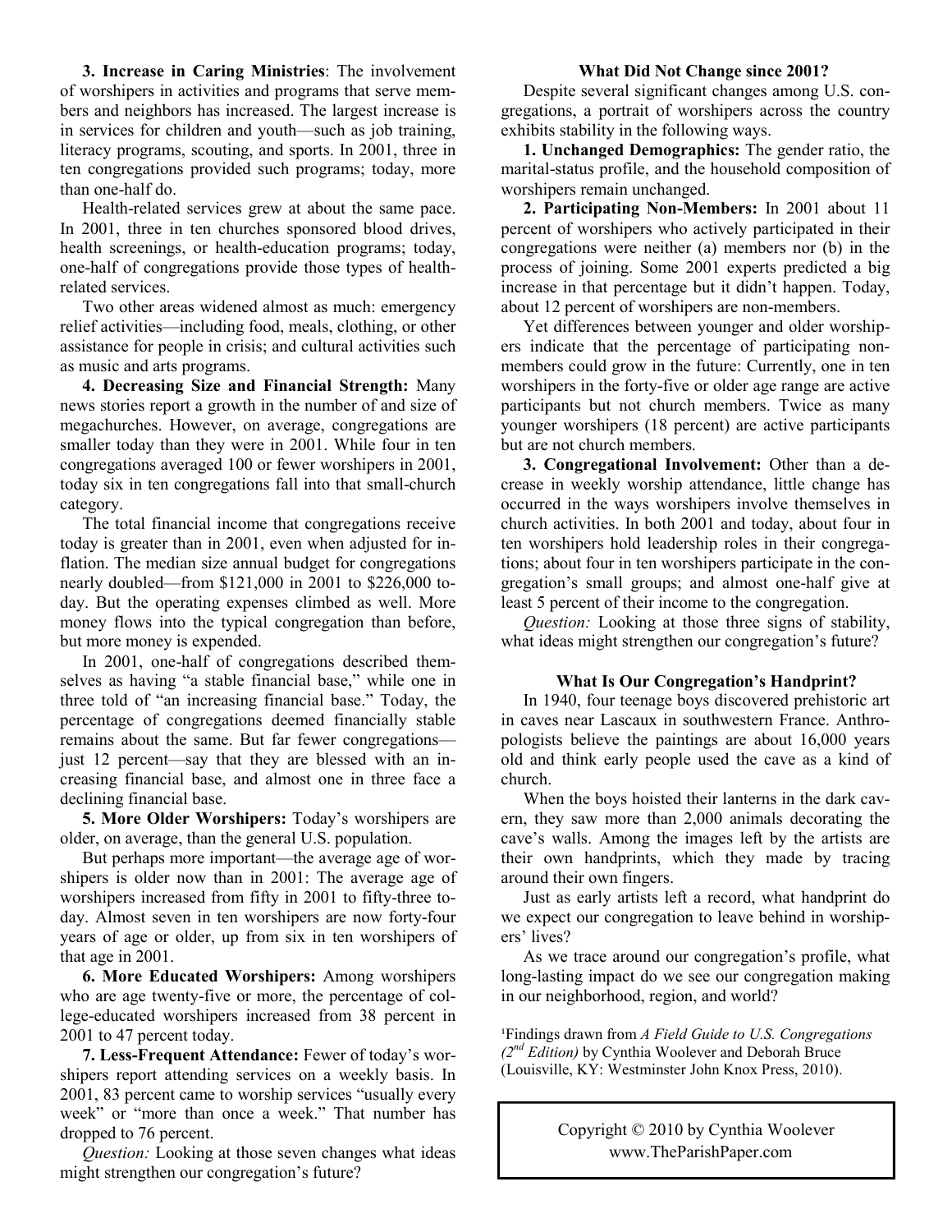**3. Increase in Caring Ministries**: The involvement of worshipers in activities and programs that serve members and neighbors has increased. The largest increase is in services for children and youth—such as job training, literacy programs, scouting, and sports. In 2001, three in ten congregations provided such programs; today, more than one-half do.

Health-related services grew at about the same pace. In 2001, three in ten churches sponsored blood drives, health screenings, or health-education programs; today, one-half of congregations provide those types of health-related services.

Two other areas widened almost as much: emergency relief activities—including food, meals, clothing, or other assistance for people in crisis; and cultural activities such as music and arts programs.

**4. Decreasing Size and Financial Strength:** Many news stories report a growth in the number of and size of megachurches. However, on average, congregations are smaller today than they were in 2001. While four in ten congregations averaged 100 or fewer worshipers in 2001, today six in ten congregations fall into that small-church category.

The total financial income that congregations receive today is greater than in 2001, even when adjusted for inflation. The median size annual budget for congregations nearly doubled—from $121,000 in 2001 to $226,000 today. But the operating expenses climbed as well. More money flows into the typical congregation than before, but more money is expended.

In 2001, one-half of congregations described themselves as having "a stable financial base," while one in three told of "an increasing financial base." Today, the percentage of congregations deemed financially stable remains about the same. But far fewer congregations—just 12 percent—say that they are blessed with an increasing financial base, and almost one in three face a declining financial base.

**5. More Older Worshipers:** Today's worshipers are older, on average, than the general U.S. population.

But perhaps more important—the average age of worshipers is older now than in 2001: The average age of worshipers increased from fifty in 2001 to fifty-three today. Almost seven in ten worshipers are now forty-four years of age or older, up from six in ten worshipers of that age in 2001.

**6. More Educated Worshipers:** Among worshipers who are age twenty-five or more, the percentage of college-educated worshipers increased from 38 percent in 2001 to 47 percent today.

**7. Less-Frequent Attendance:** Fewer of today's worshipers report attending services on a weekly basis. In 2001, 83 percent came to worship services "usually every week" or "more than once a week." That number has dropped to 76 percent.

*Question:* Looking at those seven changes what ideas might strengthen our congregation's future?

### What Did Not Change since 2001?

Despite several significant changes among U.S. congregations, a portrait of worshipers across the country exhibits stability in the following ways.

**1. Unchanged Demographics:** The gender ratio, the marital-status profile, and the household composition of worshipers remain unchanged.

**2. Participating Non-Members:** In 2001 about 11 percent of worshipers who actively participated in their congregations were neither (a) members nor (b) in the process of joining. Some 2001 experts predicted a big increase in that percentage but it didn't happen. Today, about 12 percent of worshipers are non-members.

Yet differences between younger and older worshipers indicate that the percentage of participating non-members could grow in the future: Currently, one in ten worshipers in the forty-five or older age range are active participants but not church members. Twice as many younger worshipers (18 percent) are active participants but are not church members.

**3. Congregational Involvement:** Other than a decrease in weekly worship attendance, little change has occurred in the ways worshipers involve themselves in church activities. In both 2001 and today, about four in ten worshipers hold leadership roles in their congregations; about four in ten worshipers participate in the congregation's small groups; and almost one-half give at least 5 percent of their income to the congregation.

*Question:* Looking at those three signs of stability, what ideas might strengthen our congregation's future?

### What Is Our Congregation's Handprint?

In 1940, four teenage boys discovered prehistoric art in caves near Lascaux in southwestern France. Anthropologists believe the paintings are about 16,000 years old and think early people used the cave as a kind of church.

When the boys hoisted their lanterns in the dark cavern, they saw more than 2,000 animals decorating the cave's walls. Among the images left by the artists are their own handprints, which they made by tracing around their own fingers.

Just as early artists left a record, what handprint do we expect our congregation to leave behind in worshipers' lives?

As we trace around our congregation's profile, what long-lasting impact do we see our congregation making in our neighborhood, region, and world?

[1]Findings drawn from *A Field Guide to U.S. Congregations (2nd Edition)* by Cynthia Woolever and Deborah Bruce (Louisville, KY: Westminster John Knox Press, 2010).

Copyright © 2010 by Cynthia Woolever
www.TheParishPaper.com